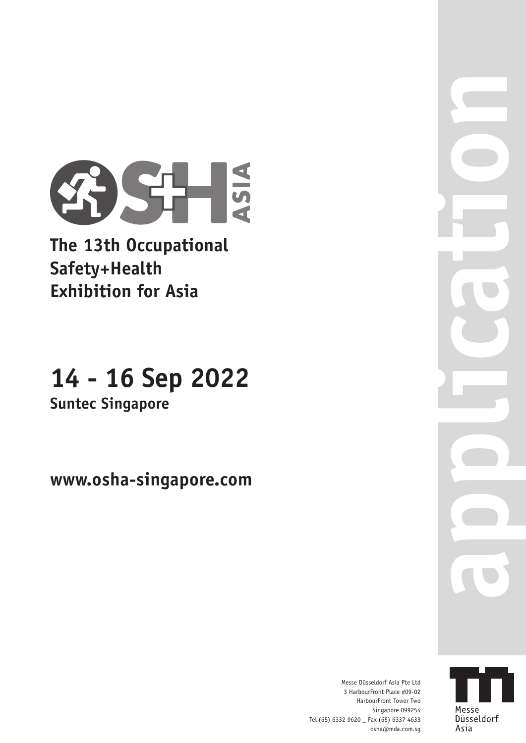# The 13th Occupational Safety+Health Exhibition for Asia

## 14 - 16 Sep 2022

**Suntec Singapore**

**www.osha-singapore.com**

application

Messe Düsseldorf Asia Pte Ltd
3 HarbourFront Place #09-02
HarbourFront Tower Two
Singapore 099254
Tel (65) 6332 9620 _ Fax (65) 6337 4633
osha@mda.com.sg

Messe Düsseldorf Asia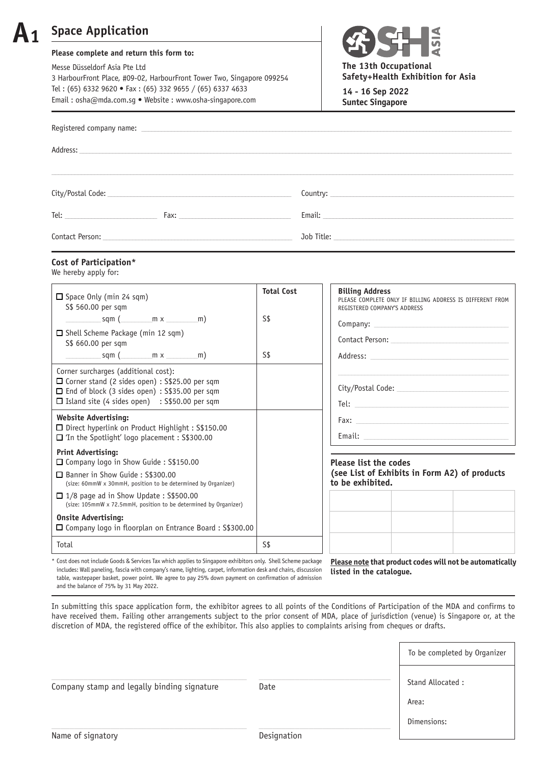# A1 Space Application

**Please complete and return this form to:**

Messe Düsseldorf Asia Pte Ltd
3 HarbourFront Place, #09-02, HarbourFront Tower Two, Singapore 099254
Tel : (65) 6332 9620 • Fax : (65) 332 9655 / (65) 6337 4633
Email : osha@mda.com.sg • Website : www.osha-singapore.com

**The 13th Occupational Safety+Health Exhibition for Asia**

**14 - 16 Sep 2022**
**Suntec Singapore**

Registered company name: ______________________

Address: ______________________

City/Postal Code: ______________________ Country: ______________________

Tel: ______________ Fax: ______________ Email: ______________________

Contact Person: ______________________ Job Title: ______________________

## Cost of Participation*

We hereby apply for:

| | Total Cost |
|---|---|
| ☐ Space Only (min 24 sqm) S$ 560.00 per sqm<br>______ sqm (______ m x ______ m) | S$ |
| ☐ Shell Scheme Package (min 12 sqm) S$ 660.00 per sqm<br>______ sqm (______ m x ______ m) | S$ |
| Corner surcharges (additional cost):<br>☐ Corner stand (2 sides open) : S$25.00 per sqm<br>☐ End of block (3 sides open) : S$35.00 per sqm<br>☐ Island site (4 sides open) : S$50.00 per sqm | |
| **Website Advertising:**<br>☐ Direct hyperlink on Product Highlight : S$150.00<br>☐ 'In the Spotlight' logo placement : S$300.00 | |
| **Print Advertising:**<br>☐ Company logo in Show Guide : S$150.00<br>☐ Banner in Show Guide : S$300.00 (size: 60mmW x 30mmH, position to be determined by Organizer)<br>☐ 1/8 page ad in Show Update : S$500.00 (size: 105mmW x 72.5mmH, position to be determined by Organizer)<br>**Onsite Advertising:**<br>☐ Company logo in floorplan on Entrance Board : S$300.00 | |
| Total | S$ |

* Cost does not include Goods & Services Tax which applies to Singapore exhibitors only. Shell Scheme package includes: Wall paneling, fascia with company's name, lighting, carpet, information desk and chairs, discussion table, wastepaper basket, power point. We agree to pay 25% down payment on confirmation of admission and the balance of 75% by 31 May 2022.

**Billing Address**
PLEASE COMPLETE ONLY IF BILLING ADDRESS IS DIFFERENT FROM REGISTERED COMPANY'S ADDRESS

Company: ______________________

Contact Person: ______________________

Address: ______________________

City/Postal Code: ______________________

Tel: ______________________

Fax: ______________________

Email: ______________________

**Please list the codes (see List of Exhibits in Form A2) of products to be exhibited.**

| | | |
|---|---|---|
| | | |
| | | |
| | | |

**Please note that product codes will not be automatically listed in the catalogue.**

In submitting this space application form, the exhibitor agrees to all points of the Conditions of Participation of the MDA and confirms to have received them. Failing other arrangements subject to the prior consent of MDA, place of jurisdiction (venue) is Singapore or, at the discretion of MDA, the registered office of the exhibitor. This also applies to complaints arising from cheques or drafts.

______________________ ______________
Company stamp and legally binding signature Date

______________________ ______________
Name of signatory Designation

| To be completed by Organizer |
|---|
| Stand Allocated :<br>Area:<br>Dimensions: |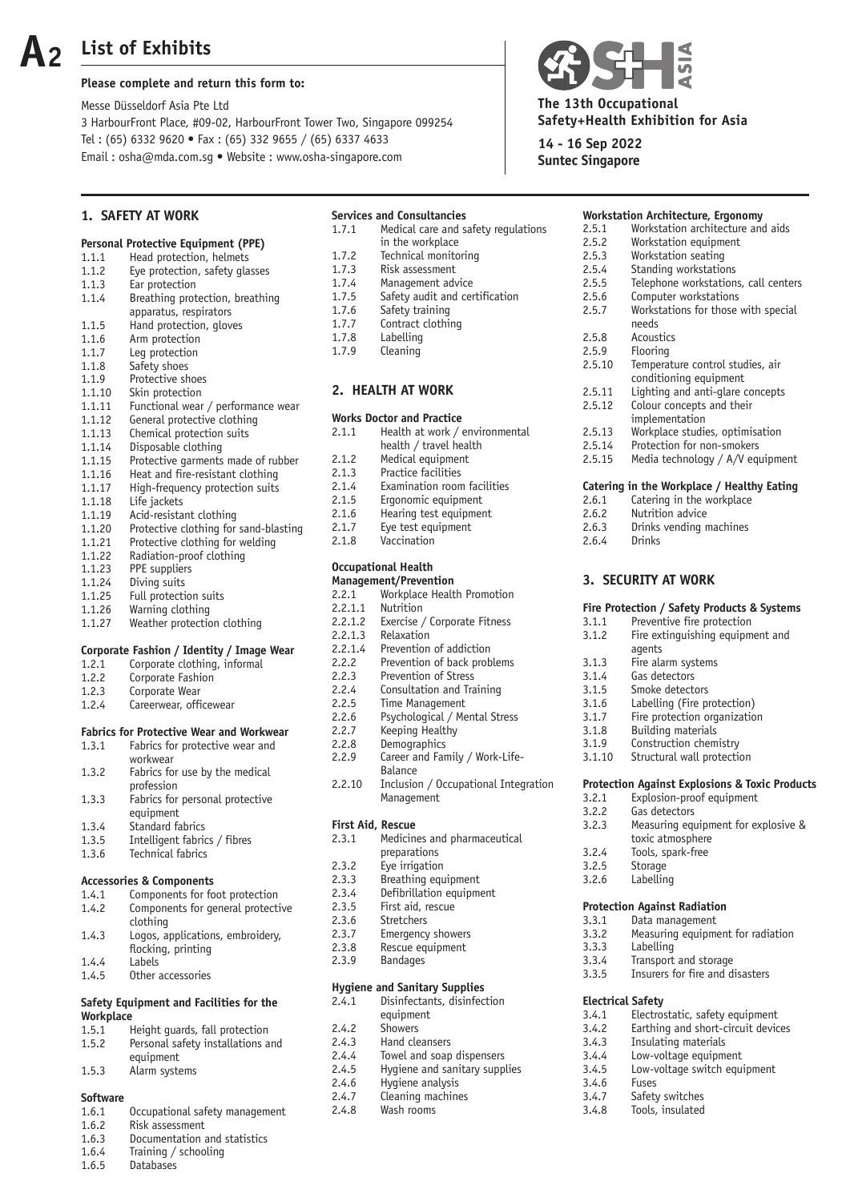# A2 List of Exhibits

**Please complete and return this form to:**

Messe Düsseldorf Asia Pte Ltd
3 HarbourFront Place, #09-02, HarbourFront Tower Two, Singapore 099254
Tel : (65) 6332 9620 • Fax : (65) 332 9655 / (65) 6337 4633
Email : osha@mda.com.sg • Website : www.osha-singapore.com

**The 13th Occupational Safety+Health Exhibition for Asia**

**14 - 16 Sep 2022**
**Suntec Singapore**

## 1. SAFETY AT WORK

### Personal Protective Equipment (PPE)

- 1.1.1 Head protection, helmets
- 1.1.2 Eye protection, safety glasses
- 1.1.3 Ear protection
- 1.1.4 Breathing protection, breathing apparatus, respirators
- 1.1.5 Hand protection, gloves
- 1.1.6 Arm protection
- 1.1.7 Leg protection
- 1.1.8 Safety shoes
- 1.1.9 Protective shoes
- 1.1.10 Skin protection
- 1.1.11 Functional wear / performance wear
- 1.1.12 General protective clothing
- 1.1.13 Chemical protection suits
- 1.1.14 Disposable clothing
- 1.1.15 Protective garments made of rubber
- 1.1.16 Heat and fire-resistant clothing
- 1.1.17 High-frequency protection suits
- 1.1.18 Life jackets
- 1.1.19 Acid-resistant clothing
- 1.1.20 Protective clothing for sand-blasting
- 1.1.21 Protective clothing for welding
- 1.1.22 Radiation-proof clothing
- 1.1.23 PPE suppliers
- 1.1.24 Diving suits
- 1.1.25 Full protection suits
- 1.1.26 Warning clothing
- 1.1.27 Weather protection clothing

### Corporate Fashion / Identity / Image Wear

- 1.2.1 Corporate clothing, informal
- 1.2.2 Corporate Fashion
- 1.2.3 Corporate Wear
- 1.2.4 Careerwear, officewear

### Fabrics for Protective Wear and Workwear

- 1.3.1 Fabrics for protective wear and workwear
- 1.3.2 Fabrics for use by the medical profession
- 1.3.3 Fabrics for personal protective equipment
- 1.3.4 Standard fabrics
- 1.3.5 Intelligent fabrics / fibres
- 1.3.6 Technical fabrics

### Accessories & Components

- 1.4.1 Components for foot protection
- 1.4.2 Components for general protective clothing
- 1.4.3 Logos, applications, embroidery, flocking, printing
- 1.4.4 Labels
- 1.4.5 Other accessories

### Safety Equipment and Facilities for the Workplace

- 1.5.1 Height guards, fall protection
- 1.5.2 Personal safety installations and equipment
- 1.5.3 Alarm systems

### Software

- 1.6.1 Occupational safety management
- 1.6.2 Risk assessment
- 1.6.3 Documentation and statistics
- 1.6.4 Training / schooling
- 1.6.5 Databases

### Services and Consultancies

- 1.7.1 Medical care and safety regulations in the workplace
- 1.7.2 Technical monitoring
- 1.7.3 Risk assessment
- 1.7.4 Management advice
- 1.7.5 Safety audit and certification
- 1.7.6 Safety training
- 1.7.7 Contract clothing
- 1.7.8 Labelling
- 1.7.9 Cleaning

## 2. HEALTH AT WORK

### Works Doctor and Practice

- 2.1.1 Health at work / environmental health / travel health
- 2.1.2 Medical equipment
- 2.1.3 Practice facilities
- 2.1.4 Examination room facilities
- 2.1.5 Ergonomic equipment
- 2.1.6 Hearing test equipment
- 2.1.7 Eye test equipment
- 2.1.8 Vaccination

### Occupational Health Management/Prevention

- 2.2.1 Workplace Health Promotion
- 2.2.1.1 Nutrition
- 2.2.1.2 Exercise / Corporate Fitness
- 2.2.1.3 Relaxation
- 2.2.1.4 Prevention of addiction
- 2.2.2 Prevention of back problems
- 2.2.3 Prevention of Stress
- 2.2.4 Consultation and Training
- 2.2.5 Time Management
- 2.2.6 Psychological / Mental Stress
- 2.2.7 Keeping Healthy
- 2.2.8 Demographics
- 2.2.9 Career and Family / Work-Life-Balance
- 2.2.10 Inclusion / Occupational Integration Management

### First Aid, Rescue

- 2.3.1 Medicines and pharmaceutical preparations
- 2.3.2 Eye irrigation
- 2.3.3 Breathing equipment
- 2.3.4 Defibrillation equipment
- 2.3.5 First aid, rescue
- 2.3.6 Stretchers
- 2.3.7 Emergency showers
- 2.3.8 Rescue equipment
- 2.3.9 Bandages

### Hygiene and Sanitary Supplies

- 2.4.1 Disinfectants, disinfection equipment
- 2.4.2 Showers
- 2.4.3 Hand cleansers
- 2.4.4 Towel and soap dispensers
- 2.4.5 Hygiene and sanitary supplies
- 2.4.6 Hygiene analysis
- 2.4.7 Cleaning machines
- 2.4.8 Wash rooms

### Workstation Architecture, Ergonomy

- 2.5.1 Workstation architecture and aids
- 2.5.2 Workstation equipment
- 2.5.3 Workstation seating
- 2.5.4 Standing workstations
- 2.5.5 Telephone workstations, call centers
- 2.5.6 Computer workstations
- 2.5.7 Workstations for those with special needs
- 2.5.8 Acoustics
- 2.5.9 Flooring
- 2.5.10 Temperature control studies, air conditioning equipment
- 2.5.11 Lighting and anti-glare concepts
- 2.5.12 Colour concepts and their implementation
- 2.5.13 Workplace studies, optimisation
- 2.5.14 Protection for non-smokers
- 2.5.15 Media technology / A/V equipment

### Catering in the Workplace / Healthy Eating

- 2.6.1 Catering in the workplace
- 2.6.2 Nutrition advice
- 2.6.3 Drinks vending machines
- 2.6.4 Drinks

## 3. SECURITY AT WORK

### Fire Protection / Safety Products & Systems

- 3.1.1 Preventive fire protection
- 3.1.2 Fire extinguishing equipment and agents
- 3.1.3 Fire alarm systems
- 3.1.4 Gas detectors
- 3.1.5 Smoke detectors
- 3.1.6 Labelling (Fire protection)
- 3.1.7 Fire protection organization
- 3.1.8 Building materials
- 3.1.9 Construction chemistry
- 3.1.10 Structural wall protection

### Protection Against Explosions & Toxic Products

- 3.2.1 Explosion-proof equipment
- 3.2.2 Gas detectors
- 3.2.3 Measuring equipment for explosive & toxic atmosphere
- 3.2.4 Tools, spark-free
- 3.2.5 Storage
- 3.2.6 Labelling

### Protection Against Radiation

- 3.3.1 Data management
- 3.3.2 Measuring equipment for radiation
- 3.3.3 Labelling
- 3.3.4 Transport and storage
- 3.3.5 Insurers for fire and disasters

### Electrical Safety

- 3.4.1 Electrostatic, safety equipment
- 3.4.2 Earthing and short-circuit devices
- 3.4.3 Insulating materials
- 3.4.4 Low-voltage equipment
- 3.4.5 Low-voltage switch equipment
- 3.4.6 Fuses
- 3.4.7 Safety switches
- 3.4.8 Tools, insulated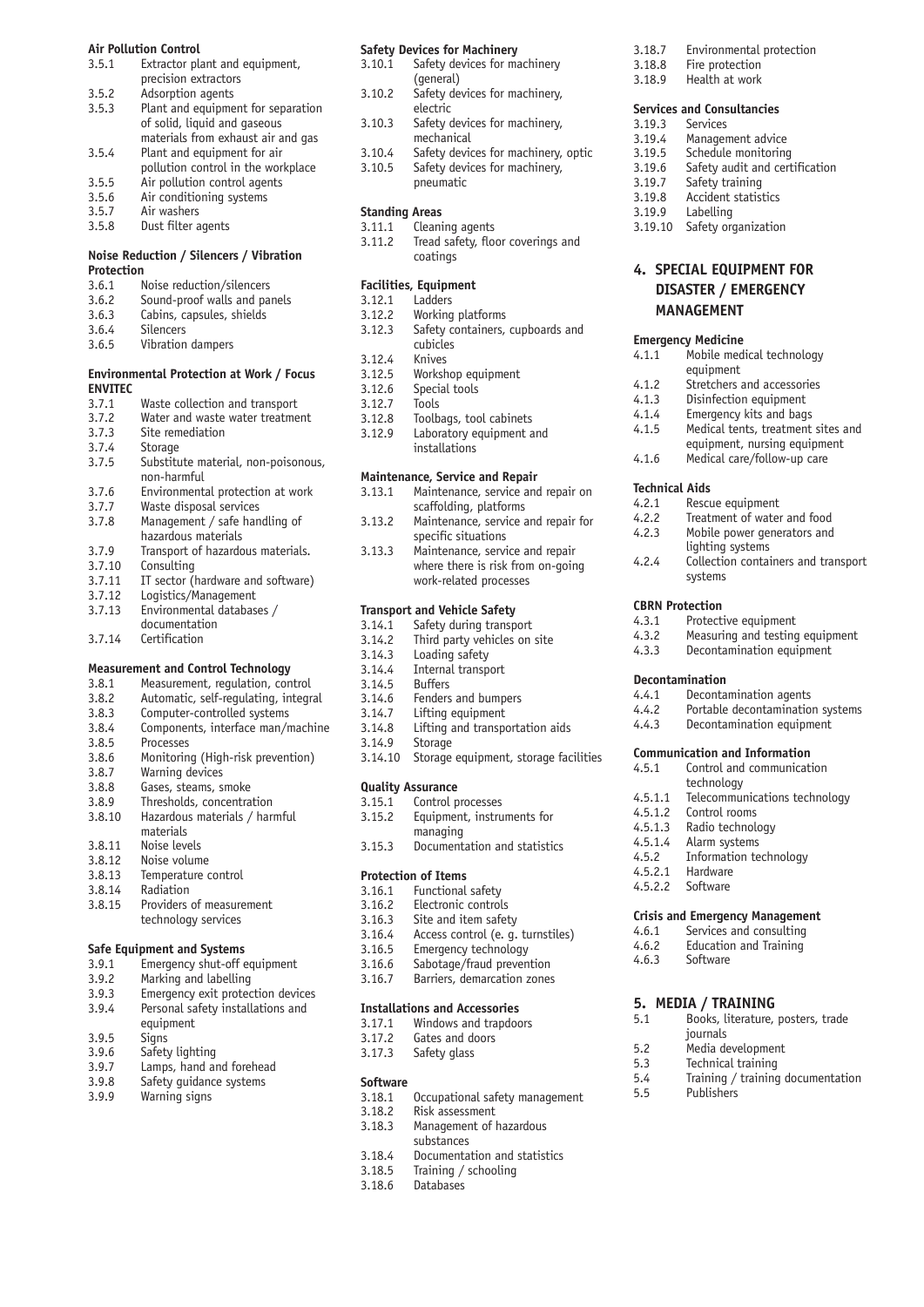**Air Pollution Control**

- 3.5.1 Extractor plant and equipment, precision extractors
- 3.5.2 Adsorption agents
- 3.5.3 Plant and equipment for separation of solid, liquid and gaseous materials from exhaust air and gas
- 3.5.4 Plant and equipment for air pollution control in the workplace
- 3.5.5 Air pollution control agents
- 3.5.6 Air conditioning systems
- 3.5.7 Air washers
- 3.5.8 Dust filter agents

**Noise Reduction / Silencers / Vibration Protection**

- 3.6.1 Noise reduction/silencers
- 3.6.2 Sound-proof walls and panels
- 3.6.3 Cabins, capsules, shields
- 3.6.4 Silencers
- 3.6.5 Vibration dampers

**Environmental Protection at Work / Focus ENVITEC**

- 3.7.1 Waste collection and transport
- 3.7.2 Water and waste water treatment
- 3.7.3 Site remediation
- 3.7.4 Storage
- 3.7.5 Substitute material, non-poisonous, non-harmful
- 3.7.6 Environmental protection at work
- 3.7.7 Waste disposal services
- 3.7.8 Management / safe handling of hazardous materials
- 3.7.9 Transport of hazardous materials.
- 3.7.10 Consulting
- 3.7.11 IT sector (hardware and software)
- 3.7.12 Logistics/Management
- 3.7.13 Environmental databases / documentation
- 3.7.14 Certification

**Measurement and Control Technology**

- 3.8.1 Measurement, regulation, control
- 3.8.2 Automatic, self-regulating, integral
- 3.8.3 Computer-controlled systems
- 3.8.4 Components, interface man/machine
- 3.8.5 Processes
- 3.8.6 Monitoring (High-risk prevention)
- 3.8.7 Warning devices
- 3.8.8 Gases, steams, smoke
- 3.8.9 Thresholds, concentration
- 3.8.10 Hazardous materials / harmful materials
- 3.8.11 Noise levels
- 3.8.12 Noise volume
- 3.8.13 Temperature control
- 3.8.14 Radiation
- 3.8.15 Providers of measurement technology services

**Safe Equipment and Systems**

- 3.9.1 Emergency shut-off equipment
- 3.9.2 Marking and labelling
- 3.9.3 Emergency exit protection devices
- 3.9.4 Personal safety installations and equipment
- 3.9.5 Signs
- 3.9.6 Safety lighting
- 3.9.7 Lamps, hand and forehead
- 3.9.8 Safety guidance systems
- 3.9.9 Warning signs

**Safety Devices for Machinery**

- 3.10.1 Safety devices for machinery (general)
- 3.10.2 Safety devices for machinery, electric
- 3.10.3 Safety devices for machinery, mechanical
- 3.10.4 Safety devices for machinery, optic
- 3.10.5 Safety devices for machinery, pneumatic

**Standing Areas**

- 3.11.1 Cleaning agents
- 3.11.2 Tread safety, floor coverings and coatings

**Facilities, Equipment**

- 3.12.1 Ladders
- 3.12.2 Working platforms
- 3.12.3 Safety containers, cupboards and cubicles
- 3.12.4 Knives
- 3.12.5 Workshop equipment
- 3.12.6 Special tools
- 3.12.7 Tools
- 3.12.8 Toolbags, tool cabinets
- 3.12.9 Laboratory equipment and installations

**Maintenance, Service and Repair**

- 3.13.1 Maintenance, service and repair on scaffolding, platforms
- 3.13.2 Maintenance, service and repair for specific situations
- 3.13.3 Maintenance, service and repair where there is risk from on-going work-related processes

**Transport and Vehicle Safety**

- 3.14.1 Safety during transport
- 3.14.2 Third party vehicles on site
- 3.14.3 Loading safety
- 3.14.4 Internal transport
- 3.14.5 Buffers
- 3.14.6 Fenders and bumpers
- 3.14.7 Lifting equipment
- 3.14.8 Lifting and transportation aids
- 3.14.9 Storage
- 3.14.10 Storage equipment, storage facilities

**Quality Assurance**

- 3.15.1 Control processes
- 3.15.2 Equipment, instruments for managing
- 3.15.3 Documentation and statistics

**Protection of Items**

- 3.16.1 Functional safety
- 3.16.2 Electronic controls
- 3.16.3 Site and item safety
- 3.16.4 Access control (e. g. turnstiles)
- 3.16.5 Emergency technology
- 3.16.6 Sabotage/fraud prevention
- 3.16.7 Barriers, demarcation zones

**Installations and Accessories**

- 3.17.1 Windows and trapdoors
- 3.17.2 Gates and doors
- 3.17.3 Safety glass

**Software**

- 3.18.1 Occupational safety management
- 3.18.2 Risk assessment
- 3.18.3 Management of hazardous substances
- 3.18.4 Documentation and statistics
- 3.18.5 Training / schooling
- 3.18.6 Databases
- 3.18.7 Environmental protection
- 3.18.8 Fire protection
- 3.18.9 Health at work

**Services and Consultancies**

- 3.19.3 Services
- 3.19.4 Management advice
- 3.19.5 Schedule monitoring
- 3.19.6 Safety audit and certification
- 3.19.7 Safety training
- 3.19.8 Accident statistics
- 3.19.9 Labelling
- 3.19.10 Safety organization

## 4. SPECIAL EQUIPMENT FOR DISASTER / EMERGENCY MANAGEMENT

**Emergency Medicine**

- 4.1.1 Mobile medical technology equipment
- 4.1.2 Stretchers and accessories
- 4.1.3 Disinfection equipment
- 4.1.4 Emergency kits and bags
- 4.1.5 Medical tents, treatment sites and equipment, nursing equipment
- 4.1.6 Medical care/follow-up care

**Technical Aids**

- 4.2.1 Rescue equipment
- 4.2.2 Treatment of water and food
- 4.2.3 Mobile power generators and lighting systems
- 4.2.4 Collection containers and transport systems

**CBRN Protection**

- 4.3.1 Protective equipment
- 4.3.2 Measuring and testing equipment
- 4.3.3 Decontamination equipment

**Decontamination**

- 4.4.1 Decontamination agents
- 4.4.2 Portable decontamination systems
- 4.4.3 Decontamination equipment

**Communication and Information**

- 4.5.1 Control and communication technology
- 4.5.1.1 Telecommunications technology
- 4.5.1.2 Control rooms
- 4.5.1.3 Radio technology
- 4.5.1.4 Alarm systems
- 4.5.2 Information technology
- 4.5.2.1 Hardware
- 4.5.2.2 Software

**Crisis and Emergency Management**

- 4.6.1 Services and consulting
- 4.6.2 Education and Training
- 4.6.3 Software

## 5. MEDIA / TRAINING

- 5.1 Books, literature, posters, trade journals
- 5.2 Media development
- 5.3 Technical training
- 5.4 Training / training documentation
- 5.5 Publishers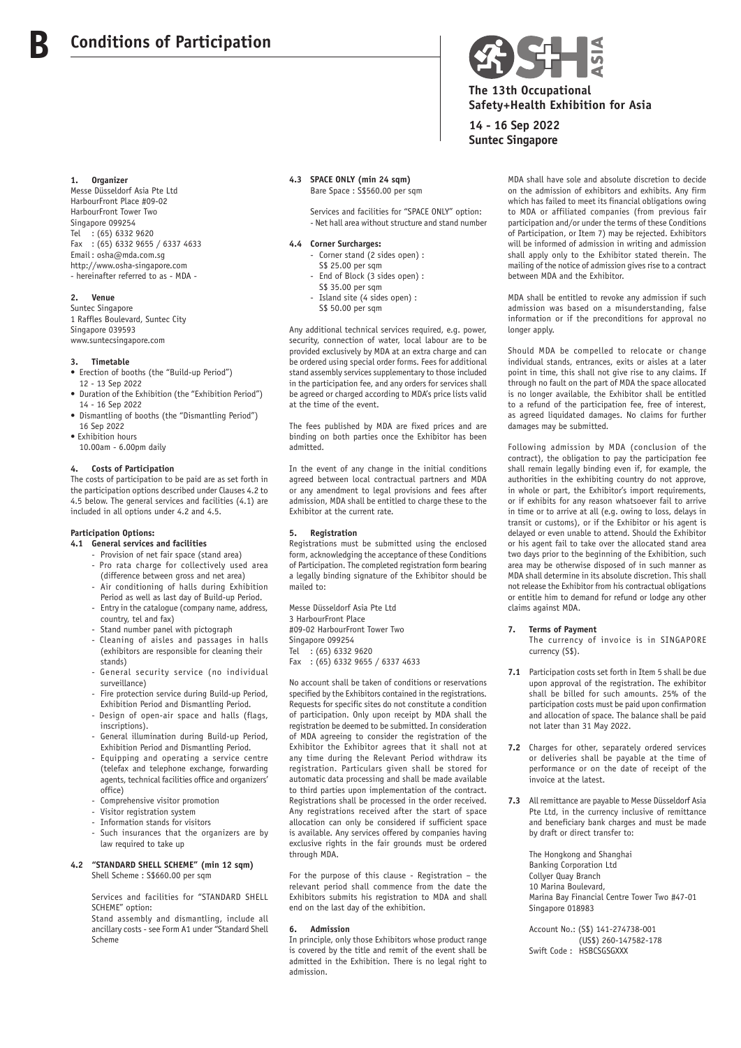# B Conditions of Participation

**The 13th Occupational Safety+Health Exhibition for Asia**

**14 - 16 Sep 2022**
**Suntec Singapore**

### 1. Organizer

Messe Düsseldorf Asia Pte Ltd
HarbourFront Place #09-02
HarbourFront Tower Two
Singapore 099254
Tel : (65) 6332 9620
Fax : (65) 6332 9655 / 6337 4633
Email : osha@mda.com.sg
http://www.osha-singapore.com
- hereinafter referred to as - MDA -

### 2. Venue

Suntec Singapore
1 Raffles Boulevard, Suntec City
Singapore 039593
www.suntecsingapore.com

### 3. Timetable

- Erection of booths (the "Build-up Period")
  12 - 13 Sep 2022
- Duration of the Exhibition (the "Exhibition Period")
  14 - 16 Sep 2022
- Dismantling of booths (the "Dismantling Period")
  16 Sep 2022
- Exhibition hours
  10.00am - 6.00pm daily

### 4. Costs of Participation

The costs of participation to be paid are as set forth in the participation options described under Clauses 4.2 to 4.5 below. The general services and facilities (4.1) are included in all options under 4.2 and 4.5.

**Participation Options:**

**4.1 General services and facilities**

- Provision of net fair space (stand area)
- Pro rata charge for collectively used area (difference between gross and net area)
- Air conditioning of halls during Exhibition Period as well as last day of Build-up Period.
- Entry in the catalogue (company name, address, country, tel and fax)
- Stand number panel with pictograph
- Cleaning of aisles and passages in halls (exhibitors are responsible for cleaning their stands)
- General security service (no individual surveillance)
- Fire protection service during Build-up Period, Exhibition Period and Dismantling Period.
- Design of open-air space and halls (flags, inscriptions).
- General illumination during Build-up Period, Exhibition Period and Dismantling Period.
- Equipping and operating a service centre (telefax and telephone exchange, forwarding agents, technical facilities office and organizers' office)
- Comprehensive visitor promotion
- Visitor registration system
- Information stands for visitors
- Such insurances that the organizers are by law required to take up

**4.2 "STANDARD SHELL SCHEME" (min 12 sqm)**
Shell Scheme : S$660.00 per sqm

Services and facilities for "STANDARD SHELL SCHEME" option:
Stand assembly and dismantling, include all ancillary costs - see Form A1 under "Standard Shell Scheme

**4.3 SPACE ONLY (min 24 sqm)**
Bare Space : S$560.00 per sqm

Services and facilities for "SPACE ONLY" option:
- Net hall area without structure and stand number

**4.4 Corner Surcharges:**

- Corner stand (2 sides open) :
  S$ 25.00 per sqm
- End of Block (3 sides open) :
  S$ 35.00 per sqm
- Island site (4 sides open) :
  S$ 50.00 per sqm

Any additional technical services required, e.g. power, security, connection of water, local labour are to be provided exclusively by MDA at an extra charge and can be ordered using special order forms. Fees for additional stand assembly services supplementary to those included in the participation fee, and any orders for services shall be agreed or charged according to MDA's price lists valid at the time of the event.

The fees published by MDA are fixed prices and are binding on both parties once the Exhibitor has been admitted.

In the event of any change in the initial conditions agreed between local contractual partners and MDA or any amendment to legal provisions and fees after admission, MDA shall be entitled to charge these to the Exhibitor at the current rate.

### 5. Registration

Registrations must be submitted using the enclosed form, acknowledging the acceptance of these Conditions of Participation. The completed registration form bearing a legally binding signature of the Exhibitor should be mailed to:

Messe Düsseldorf Asia Pte Ltd
3 HarbourFront Place
#09-02 HarbourFront Tower Two
Singapore 099254
Tel : (65) 6332 9620
Fax : (65) 6332 9655 / 6337 4633

No account shall be taken of conditions or reservations specified by the Exhibitors contained in the registrations. Requests for specific sites do not constitute a condition of participation. Only upon receipt by MDA shall the registration be deemed to be submitted. In consideration of MDA agreeing to consider the registration of the Exhibitor the Exhibitor agrees that it shall not at any time during the Relevant Period withdraw its registration. Particulars given shall be stored for automatic data processing and shall be made available to third parties upon implementation of the contract. Registrations shall be processed in the order received. Any registrations received after the start of space allocation can only be considered if sufficient space is available. Any services offered by companies having exclusive rights in the fair grounds must be ordered through MDA.

For the purpose of this clause - Registration – the relevant period shall commence from the date the Exhibitors submits his registration to MDA and shall end on the last day of the exhibition.

### 6. Admission

In principle, only those Exhibitors whose product range is covered by the title and remit of the event shall be admitted in the Exhibition. There is no legal right to admission.

MDA shall have sole and absolute discretion to decide on the admission of exhibitors and exhibits. Any firm which has failed to meet its financial obligations owing to MDA or affiliated companies (from previous fair participation and/or under the terms of these Conditions of Participation, or Item 7) may be rejected. Exhibitors will be informed of admission in writing and admission shall apply only to the Exhibitor stated therein. The mailing of the notice of admission gives rise to a contract between MDA and the Exhibitor.

MDA shall be entitled to revoke any admission if such admission was based on a misunderstanding, false information or if the preconditions for approval no longer apply.

Should MDA be compelled to relocate or change individual stands, entrances, exits or aisles at a later point in time, this shall not give rise to any claims. If through no fault on the part of MDA the space allocated is no longer available, the Exhibitor shall be entitled to a refund of the participation fee, free of interest, as agreed liquidated damages. No claims for further damages may be submitted.

Following admission by MDA (conclusion of the contract), the obligation to pay the participation fee shall remain legally binding even if, for example, the authorities in the exhibiting country do not approve, in whole or part, the Exhibitor's import requirements, or if exhibits for any reason whatsoever fail to arrive in time or to arrive at all (e.g. owing to loss, delays in transit or customs), or if the Exhibitor or his agent is delayed or even unable to attend. Should the Exhibitor or his agent fail to take over the allocated stand area two days prior to the beginning of the Exhibition, such area may be otherwise disposed of in such manner as MDA shall determine in its absolute discretion. This shall not release the Exhibitor from his contractual obligations or entitle him to demand for refund or lodge any other claims against MDA.

### 7. Terms of Payment

The currency of invoice is in SINGAPORE currency (S$).

**7.1** Participation costs set forth in Item 5 shall be due upon approval of the registration. The exhibitor shall be billed for such amounts. 25% of the participation costs must be paid upon confirmation and allocation of space. The balance shall be paid not later than 31 May 2022.

**7.2** Charges for other, separately ordered services or deliveries shall be payable at the time of performance or on the date of receipt of the invoice at the latest.

**7.3** All remittance are payable to Messe Düsseldorf Asia Pte Ltd, in the currency inclusive of remittance and beneficiary bank charges and must be made by draft or direct transfer to:

The Hongkong and Shanghai
Banking Corporation Ltd
Collyer Quay Branch
10 Marina Boulevard,
Marina Bay Financial Centre Tower Two #47-01
Singapore 018983

Account No.: (S$) 141-274738-001
(US$) 260-147582-178
Swift Code : HSBCSGSGXXX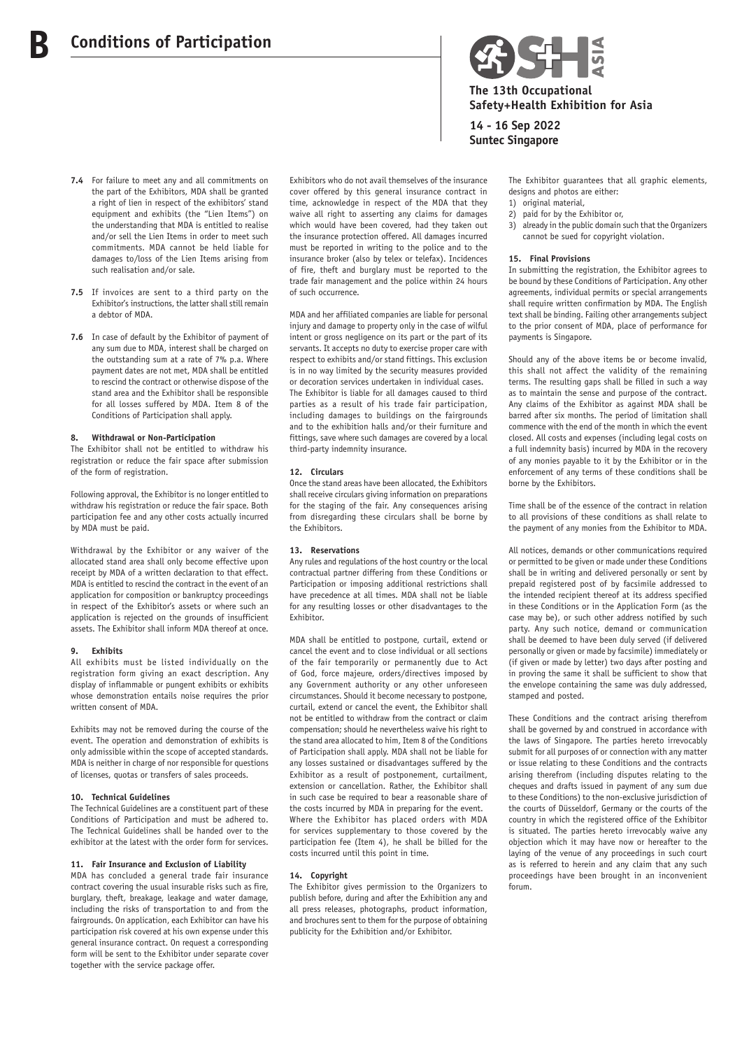# B Conditions of Participation

**The 13th Occupational Safety+Health Exhibition for Asia**

**14 - 16 Sep 2022**
**Suntec Singapore**

**7.4** For failure to meet any and all commitments on the part of the Exhibitors, MDA shall be granted a right of lien in respect of the exhibitors' stand equipment and exhibits (the "Lien Items") on the understanding that MDA is entitled to realise and/or sell the Lien Items in order to meet such commitments. MDA cannot be held liable for damages to/loss of the Lien Items arising from such realisation and/or sale.

**7.5** If invoices are sent to a third party on the Exhibitor's instructions, the latter shall still remain a debtor of MDA.

**7.6** In case of default by the Exhibitor of payment of any sum due to MDA, interest shall be charged on the outstanding sum at a rate of 7% p.a. Where payment dates are not met, MDA shall be entitled to rescind the contract or otherwise dispose of the stand area and the Exhibitor shall be responsible for all losses suffered by MDA. Item 8 of the Conditions of Participation shall apply.

### 8. Withdrawal or Non-Participation

The Exhibitor shall not be entitled to withdraw his registration or reduce the fair space after submission of the form of registration.

Following approval, the Exhibitor is no longer entitled to withdraw his registration or reduce the fair space. Both participation fee and any other costs actually incurred by MDA must be paid.

Withdrawal by the Exhibitor or any waiver of the allocated stand area shall only become effective upon receipt by MDA of a written declaration to that effect. MDA is entitled to rescind the contract in the event of an application for composition or bankruptcy proceedings in respect of the Exhibitor's assets or where such an application is rejected on the grounds of insufficient assets. The Exhibitor shall inform MDA thereof at once.

### 9. Exhibits

All exhibits must be listed individually on the registration form giving an exact description. Any display of inflammable or pungent exhibits or exhibits whose demonstration entails noise requires the prior written consent of MDA.

Exhibits may not be removed during the course of the event. The operation and demonstration of exhibits is only admissible within the scope of accepted standards. MDA is neither in charge of nor responsible for questions of licenses, quotas or transfers of sales proceeds.

### 10. Technical Guidelines

The Technical Guidelines are a constituent part of these Conditions of Participation and must be adhered to. The Technical Guidelines shall be handed over to the exhibitor at the latest with the order form for services.

### 11. Fair Insurance and Exclusion of Liability

MDA has concluded a general trade fair insurance contract covering the usual insurable risks such as fire, burglary, theft, breakage, leakage and water damage, including the risks of transportation to and from the fairgrounds. On application, each Exhibitor can have his participation risk covered at his own expense under this general insurance contract. On request a corresponding form will be sent to the Exhibitor under separate cover together with the service package offer.

Exhibitors who do not avail themselves of the insurance cover offered by this general insurance contract in time, acknowledge in respect of the MDA that they waive all right to asserting any claims for damages which would have been covered, had they taken out the insurance protection offered. All damages incurred must be reported in writing to the police and to the insurance broker (also by telex or telefax). Incidences of fire, theft and burglary must be reported to the trade fair management and the police within 24 hours of such occurrence.

MDA and her affiliated companies are liable for personal injury and damage to property only in the case of wilful intent or gross negligence on its part or the part of its servants. It accepts no duty to exercise proper care with respect to exhibits and/or stand fittings. This exclusion is in no way limited by the security measures provided or decoration services undertaken in individual cases. The Exhibitor is liable for all damages caused to third parties as a result of his trade fair participation, including damages to buildings on the fairgrounds and to the exhibition halls and/or their furniture and fittings, save where such damages are covered by a local third-party indemnity insurance.

### 12. Circulars

Once the stand areas have been allocated, the Exhibitors shall receive circulars giving information on preparations for the staging of the fair. Any consequences arising from disregarding these circulars shall be borne by the Exhibitors.

### 13. Reservations

Any rules and regulations of the host country or the local contractual partner differing from these Conditions or Participation or imposing additional restrictions shall have precedence at all times. MDA shall not be liable for any resulting losses or other disadvantages to the Exhibitor.

MDA shall be entitled to postpone, curtail, extend or cancel the event and to close individual or all sections of the fair temporarily or permanently due to Act of God, force majeure, orders/directives imposed by any Government authority or any other unforeseen circumstances. Should it become necessary to postpone, curtail, extend or cancel the event, the Exhibitor shall not be entitled to withdraw from the contract or claim compensation; should he nevertheless waive his right to the stand area allocated to him, Item 8 of the Conditions of Participation shall apply. MDA shall not be liable for any losses sustained or disadvantages suffered by the Exhibitor as a result of postponement, curtailment, extension or cancellation. Rather, the Exhibitor shall in such case be required to bear a reasonable share of the costs incurred by MDA in preparing for the event. Where the Exhibitor has placed orders with MDA for services supplementary to those covered by the participation fee (Item 4), he shall be billed for the costs incurred until this point in time.

### 14. Copyright

The Exhibitor gives permission to the Organizers to publish before, during and after the Exhibition any and all press releases, photographs, product information, and brochures sent to them for the purpose of obtaining publicity for the Exhibition and/or Exhibitor.

The Exhibitor guarantees that all graphic elements, designs and photos are either:

1) original material,
2) paid for by the Exhibitor or,
3) already in the public domain such that the Organizers cannot be sued for copyright violation.

### 15. Final Provisions

In submitting the registration, the Exhibitor agrees to be bound by these Conditions of Participation. Any other agreements, individual permits or special arrangements shall require written confirmation by MDA. The English text shall be binding. Failing other arrangements subject to the prior consent of MDA, place of performance for payments is Singapore.

Should any of the above items be or become invalid, this shall not affect the validity of the remaining terms. The resulting gaps shall be filled in such a way as to maintain the sense and purpose of the contract. Any claims of the Exhibitor as against MDA shall be barred after six months. The period of limitation shall commence with the end of the month in which the event closed. All costs and expenses (including legal costs on a full indemnity basis) incurred by MDA in the recovery of any monies payable to it by the Exhibitor or in the enforcement of any terms of these conditions shall be borne by the Exhibitors.

Time shall be of the essence of the contract in relation to all provisions of these conditions as shall relate to the payment of any monies from the Exhibitor to MDA.

All notices, demands or other communications required or permitted to be given or made under these Conditions shall be in writing and delivered personally or sent by prepaid registered post of by facsimile addressed to the intended recipient thereof at its address specified in these Conditions or in the Application Form (as the case may be), or such other address notified by such party. Any such notice, demand or communication shall be deemed to have been duly served (if delivered personally or given or made by facsimile) immediately or (if given or made by letter) two days after posting and in proving the same it shall be sufficient to show that the envelope containing the same was duly addressed, stamped and posted.

These Conditions and the contract arising therefrom shall be governed by and construed in accordance with the laws of Singapore. The parties hereto irrevocably submit for all purposes of or connection with any matter or issue relating to these Conditions and the contracts arising therefrom (including disputes relating to the cheques and drafts issued in payment of any sum due to these Conditions) to the non-exclusive jurisdiction of the courts of Düsseldorf, Germany or the courts of the country in which the registered office of the Exhibitor is situated. The parties hereto irrevocably waive any objection which it may have now or hereafter to the laying of the venue of any proceedings in such court as is referred to herein and any claim that any such proceedings have been brought in an inconvenient forum.